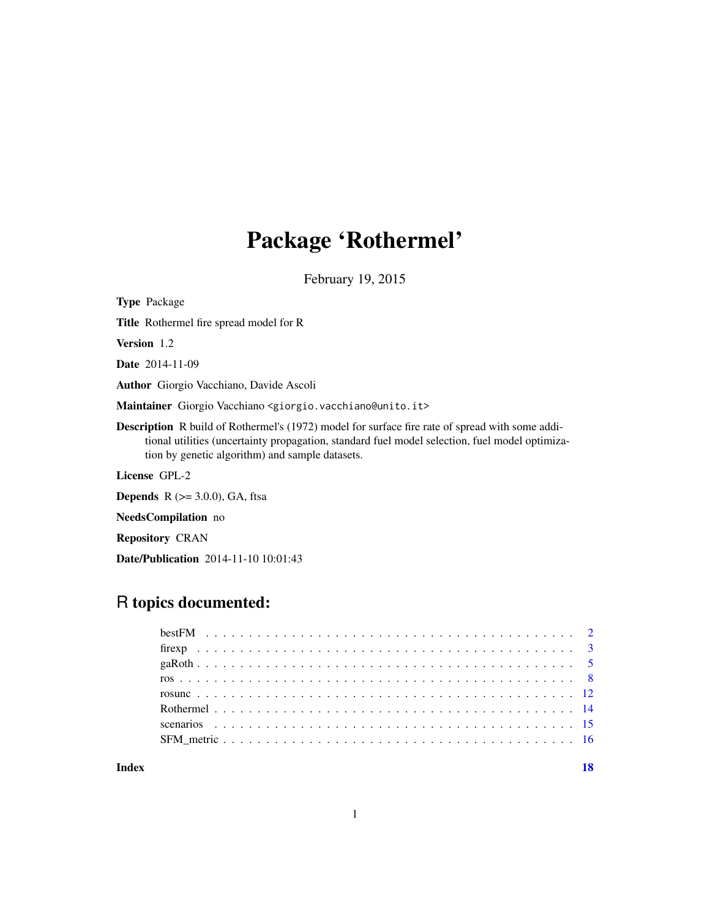# Package 'Rothermel'

February 19, 2015

**Type** Package

**Title** Rothermel fire spread model for R

**Version** 1.2

**Date** 2014-11-09

**Author** Giorgio Vacchiano, Davide Ascoli

**Maintainer** Giorgio Vacchiano <giorgio.vacchiano@unito.it>

**Description** R build of Rothermel's (1972) model for surface fire rate of spread with some additional utilities (uncertainty propagation, standard fuel model selection, fuel model optimization by genetic algorithm) and sample datasets.

**License** GPL-2

**Depends** R (>= 3.0.0), GA, ftsa

**NeedsCompilation** no

**Repository** CRAN

**Date/Publication** 2014-11-10 10:01:43

## R topics documented:

| | |
|---|---|
| bestFM | 2 |
| firexp | 3 |
| gaRoth | 5 |
| ros | 8 |
| rosunc | 12 |
| Rothermel | 14 |
| scenarios | 15 |
| SFM_metric | 16 |
| **Index** | **18** |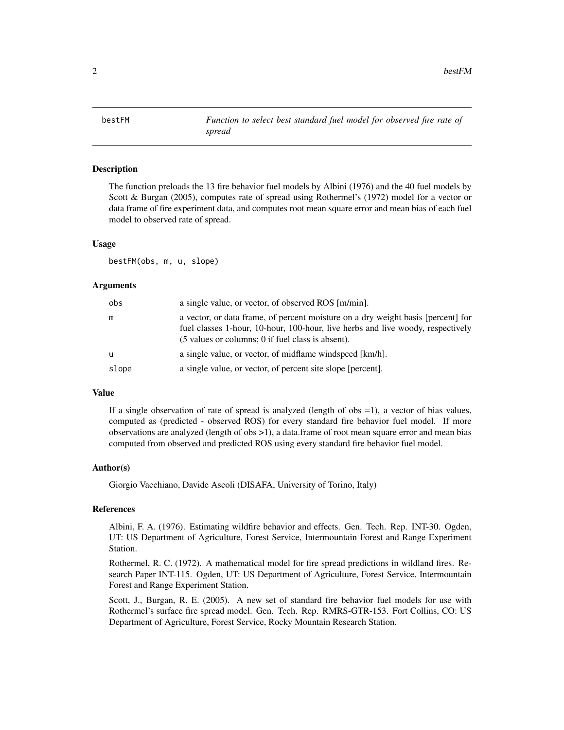# bestFM — *Function to select best standard fuel model for observed fire rate of spread*

## Description

The function preloads the 13 fire behavior fuel models by Albini (1976) and the 40 fuel models by Scott & Burgan (2005), computes rate of spread using Rothermel's (1972) model for a vector or data frame of fire experiment data, and computes root mean square error and mean bias of each fuel model to observed rate of spread.

## Usage

```
bestFM(obs, m, u, slope)
```

## Arguments

| Argument | Description |
| --- | --- |
| obs | a single value, or vector, of observed ROS [m/min]. |
| m | a vector, or data frame, of percent moisture on a dry weight basis [percent] for fuel classes 1-hour, 10-hour, 100-hour, live herbs and live woody, respectively (5 values or columns; 0 if fuel class is absent). |
| u | a single value, or vector, of midflame windspeed [km/h]. |
| slope | a single value, or vector, of percent site slope [percent]. |

## Value

If a single observation of rate of spread is analyzed (length of obs =1), a vector of bias values, computed as (predicted - observed ROS) for every standard fire behavior fuel model. If more observations are analyzed (length of obs >1), a data.frame of root mean square error and mean bias computed from observed and predicted ROS using every standard fire behavior fuel model.

## Author(s)

Giorgio Vacchiano, Davide Ascoli (DISAFA, University of Torino, Italy)

## References

Albini, F. A. (1976). Estimating wildfire behavior and effects. Gen. Tech. Rep. INT-30. Ogden, UT: US Department of Agriculture, Forest Service, Intermountain Forest and Range Experiment Station.

Rothermel, R. C. (1972). A mathematical model for fire spread predictions in wildland fires. Research Paper INT-115. Ogden, UT: US Department of Agriculture, Forest Service, Intermountain Forest and Range Experiment Station.

Scott, J., Burgan, R. E. (2005). A new set of standard fire behavior fuel models for use with Rothermel's surface fire spread model. Gen. Tech. Rep. RMRS-GTR-153. Fort Collins, CO: US Department of Agriculture, Forest Service, Rocky Mountain Research Station.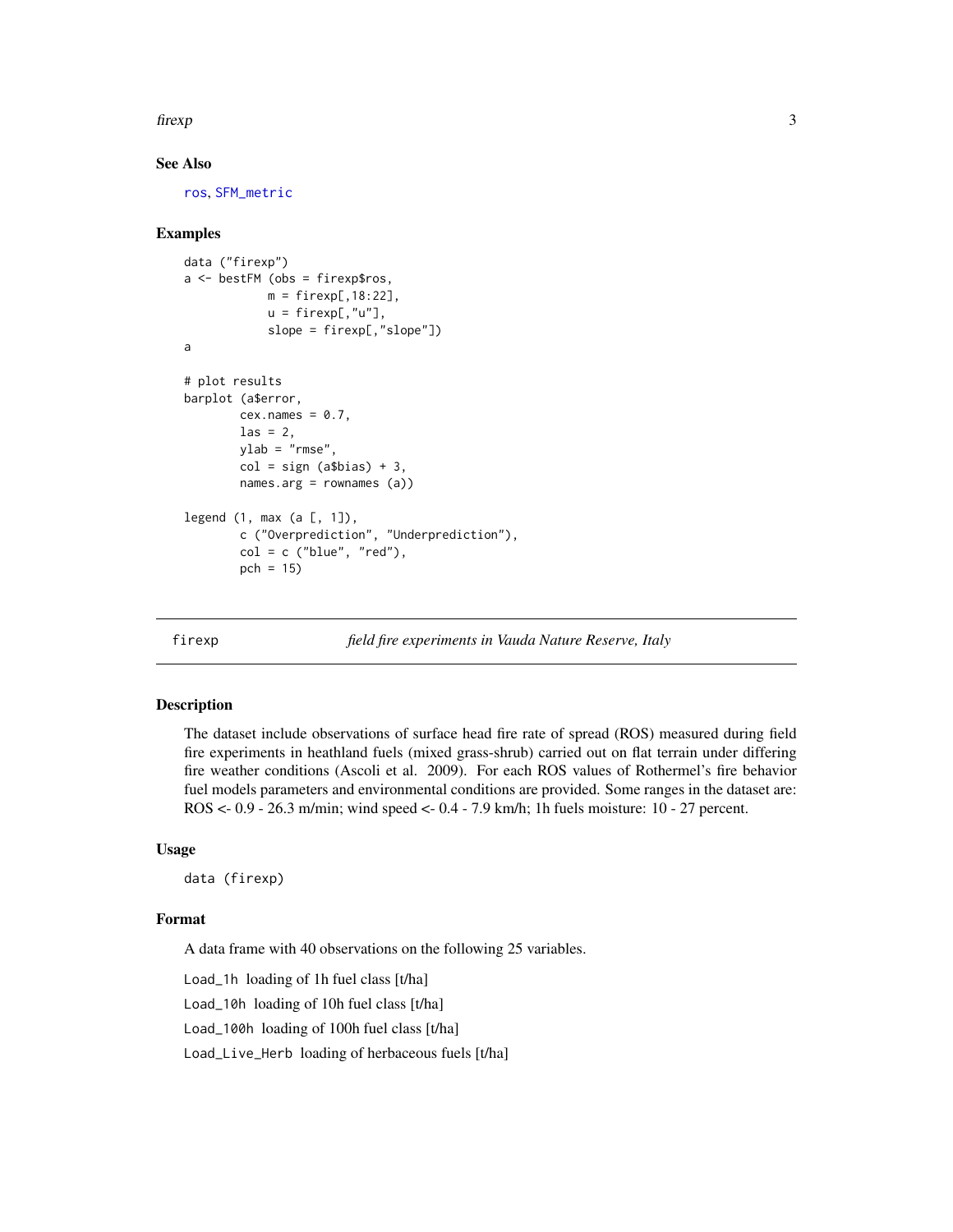### See Also

ros, SFM_metric

### Examples

```
data ("firexp")
a <- bestFM (obs = firexp$ros,
            m = firexp[,18:22],
            u = firexp[,"u"],
            slope = firexp[,"slope"])
a

# plot results
barplot (a$error,
        cex.names = 0.7,
        las = 2,
        ylab = "rmse",
        col = sign (a$bias) + 3,
        names.arg = rownames (a))

legend (1, max (a [, 1]),
        c ("Overprediction", "Underprediction"),
        col = c ("blue", "red"),
        pch = 15)
```

---

## firexp &nbsp;&nbsp;&nbsp;&nbsp; *field fire experiments in Vauda Nature Reserve, Italy*

### Description

The dataset include observations of surface head fire rate of spread (ROS) measured during field fire experiments in heathland fuels (mixed grass-shrub) carried out on flat terrain under differing fire weather conditions (Ascoli et al. 2009). For each ROS values of Rothermel's fire behavior fuel models parameters and environmental conditions are provided. Some ranges in the dataset are: ROS <- 0.9 - 26.3 m/min; wind speed <- 0.4 - 7.9 km/h; 1h fuels moisture: 10 - 27 percent.

### Usage

```
data (firexp)
```

### Format

A data frame with 40 observations on the following 25 variables.

- `Load_1h` loading of 1h fuel class [t/ha]
- `Load_10h` loading of 10h fuel class [t/ha]
- `Load_100h` loading of 100h fuel class [t/ha]
- `Load_Live_Herb` loading of herbaceous fuels [t/ha]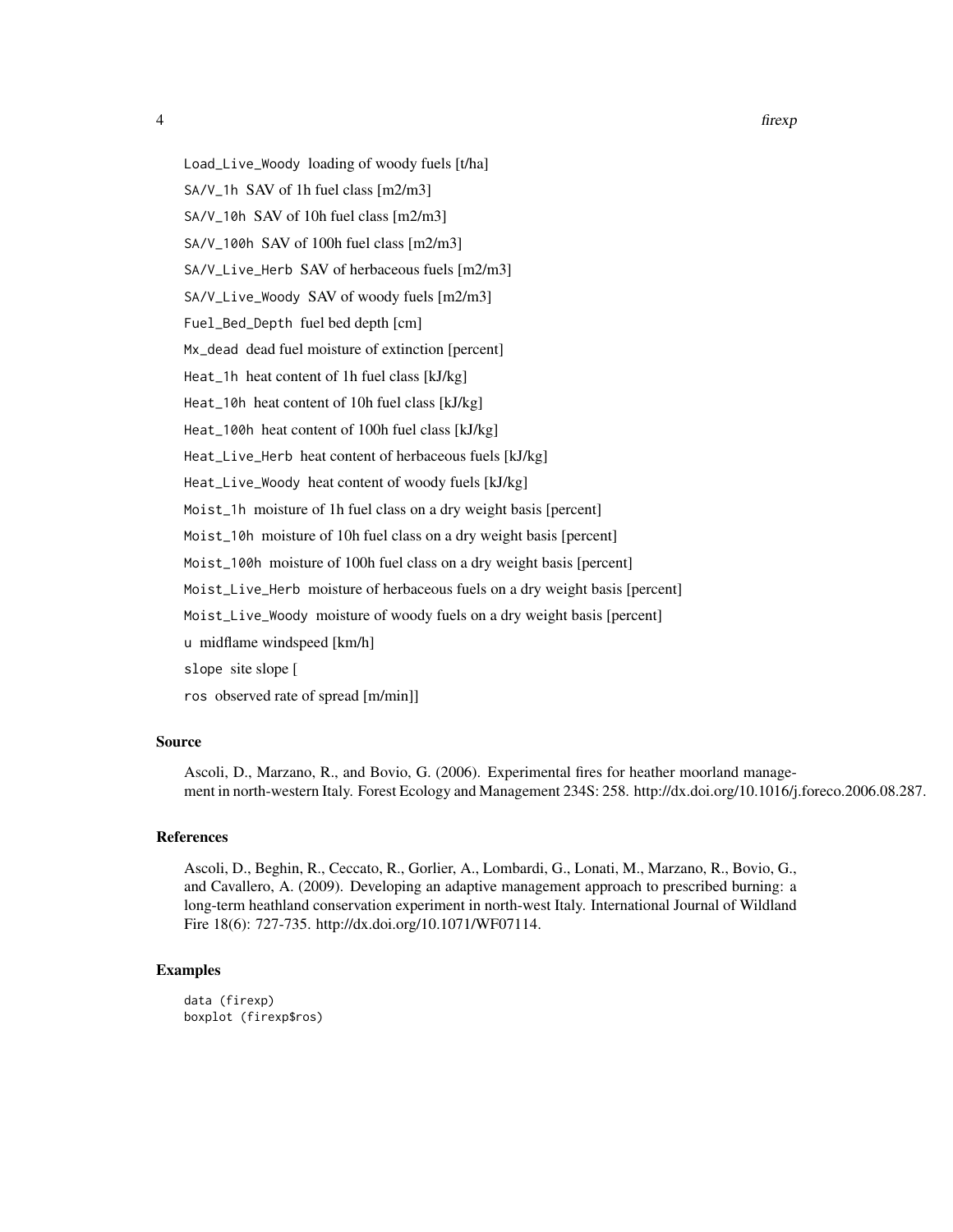`Load_Live_Woody` loading of woody fuels [t/ha]

`SA/V_1h` SAV of 1h fuel class [m2/m3]

`SA/V_10h` SAV of 10h fuel class [m2/m3]

`SA/V_100h` SAV of 100h fuel class [m2/m3]

`SA/V_Live_Herb` SAV of herbaceous fuels [m2/m3]

`SA/V_Live_Woody` SAV of woody fuels [m2/m3]

`Fuel_Bed_Depth` fuel bed depth [cm]

`Mx_dead` dead fuel moisture of extinction [percent]

`Heat_1h` heat content of 1h fuel class [kJ/kg]

`Heat_10h` heat content of 10h fuel class [kJ/kg]

`Heat_100h` heat content of 100h fuel class [kJ/kg]

`Heat_Live_Herb` heat content of herbaceous fuels [kJ/kg]

`Heat_Live_Woody` heat content of woody fuels [kJ/kg]

`Moist_1h` moisture of 1h fuel class on a dry weight basis [percent]

`Moist_10h` moisture of 10h fuel class on a dry weight basis [percent]

`Moist_100h` moisture of 100h fuel class on a dry weight basis [percent]

`Moist_Live_Herb` moisture of herbaceous fuels on a dry weight basis [percent]

`Moist_Live_Woody` moisture of woody fuels on a dry weight basis [percent]

`u` midflame windspeed [km/h]

`slope` site slope [

`ros` observed rate of spread [m/min]]

## Source

Ascoli, D., Marzano, R., and Bovio, G. (2006). Experimental fires for heather moorland management in north-western Italy. Forest Ecology and Management 234S: 258. http://dx.doi.org/10.1016/j.foreco.2006.08.287.

## References

Ascoli, D., Beghin, R., Ceccato, R., Gorlier, A., Lombardi, G., Lonati, M., Marzano, R., Bovio, G., and Cavallero, A. (2009). Developing an adaptive management approach to prescribed burning: a long-term heathland conservation experiment in north-west Italy. International Journal of Wildland Fire 18(6): 727-735. http://dx.doi.org/10.1071/WF07114.

## Examples

```
data (firexp)
boxplot (firexp$ros)
```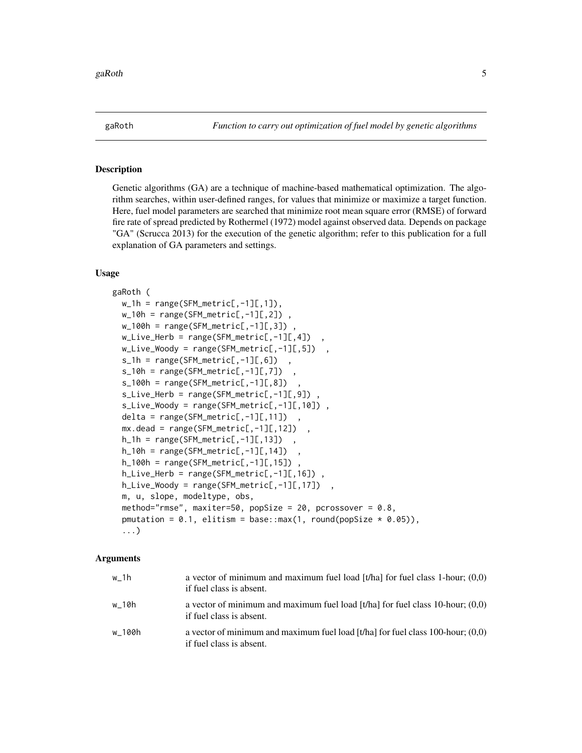## gaRoth — *Function to carry out optimization of fuel model by genetic algorithms*

### Description

Genetic algorithms (GA) are a technique of machine-based mathematical optimization. The algorithm searches, within user-defined ranges, for values that minimize or maximize a target function. Here, fuel model parameters are searched that minimize root mean square error (RMSE) of forward fire rate of spread predicted by Rothermel (1972) model against observed data. Depends on package "GA" (Scrucca 2013) for the execution of the genetic algorithm; refer to this publication for a full explanation of GA parameters and settings.

### Usage

```
gaRoth (
  w_1h = range(SFM_metric[,-1][,1]),
  w_10h = range(SFM_metric[,-1][,2]) ,
  w_100h = range(SFM_metric[,-1][,3]) ,
  w_Live_Herb = range(SFM_metric[,-1][,4])  ,
  w_Live_Woody = range(SFM_metric[,-1][,5])  ,
  s_1h = range(SFM_metric[,-1][,6])  ,
  s_10h = range(SFM_metric[,-1][,7])  ,
  s_100h = range(SFM_metric[,-1][,8])  ,
  s_Live_Herb = range(SFM_metric[,-1][,9]) ,
  s_Live_Woody = range(SFM_metric[,-1][,10]) ,
  delta = range(SFM_metric[,-1][,11])  ,
  mx.dead = range(SFM_metric[,-1][,12])  ,
  h_1h = range(SFM_metric[,-1][,13])  ,
  h_10h = range(SFM_metric[,-1][,14])  ,
  h_100h = range(SFM_metric[,-1][,15]) ,
  h_Live_Herb = range(SFM_metric[,-1][,16]) ,
  h_Live_Woody = range(SFM_metric[,-1][,17])  ,
  m, u, slope, modeltype, obs,
  method="rmse", maxiter=50, popSize = 20, pcrossover = 0.8,
  pmutation = 0.1, elitism = base::max(1, round(popSize * 0.05)),
  ...)
```

### Arguments

| Argument | Description |
|---|---|
| `w_1h` | a vector of minimum and maximum fuel load [t/ha] for fuel class 1-hour; (0,0) if fuel class is absent. |
| `w_10h` | a vector of minimum and maximum fuel load [t/ha] for fuel class 10-hour; (0,0) if fuel class is absent. |
| `w_100h` | a vector of minimum and maximum fuel load [t/ha] for fuel class 100-hour; (0,0) if fuel class is absent. |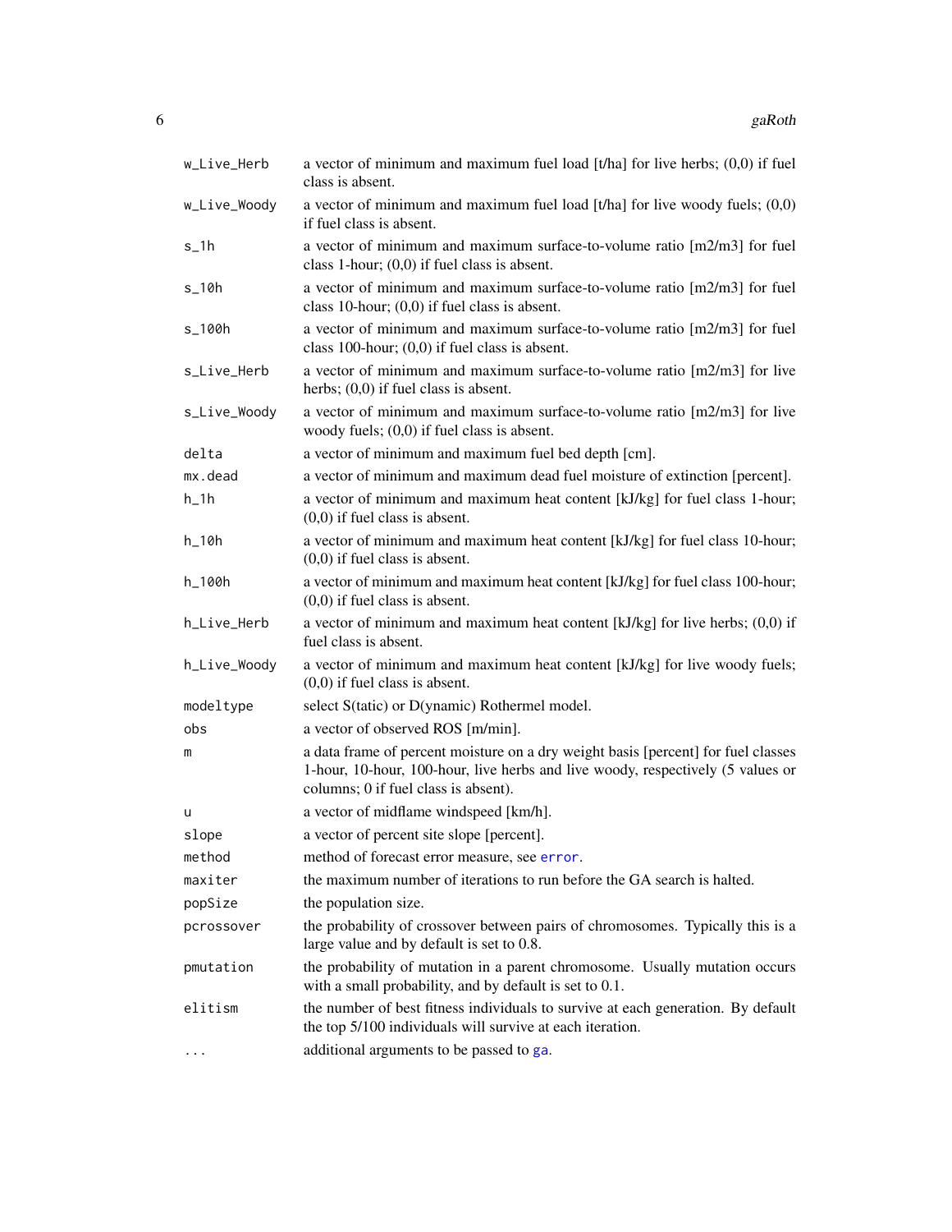| | |
|---|---|
| `w_Live_Herb` | a vector of minimum and maximum fuel load [t/ha] for live herbs; (0,0) if fuel class is absent. |
| `w_Live_Woody` | a vector of minimum and maximum fuel load [t/ha] for live woody fuels; (0,0) if fuel class is absent. |
| `s_1h` | a vector of minimum and maximum surface-to-volume ratio [m2/m3] for fuel class 1-hour; (0,0) if fuel class is absent. |
| `s_10h` | a vector of minimum and maximum surface-to-volume ratio [m2/m3] for fuel class 10-hour; (0,0) if fuel class is absent. |
| `s_100h` | a vector of minimum and maximum surface-to-volume ratio [m2/m3] for fuel class 100-hour; (0,0) if fuel class is absent. |
| `s_Live_Herb` | a vector of minimum and maximum surface-to-volume ratio [m2/m3] for live herbs; (0,0) if fuel class is absent. |
| `s_Live_Woody` | a vector of minimum and maximum surface-to-volume ratio [m2/m3] for live woody fuels; (0,0) if fuel class is absent. |
| `delta` | a vector of minimum and maximum fuel bed depth [cm]. |
| `mx.dead` | a vector of minimum and maximum dead fuel moisture of extinction [percent]. |
| `h_1h` | a vector of minimum and maximum heat content [kJ/kg] for fuel class 1-hour; (0,0) if fuel class is absent. |
| `h_10h` | a vector of minimum and maximum heat content [kJ/kg] for fuel class 10-hour; (0,0) if fuel class is absent. |
| `h_100h` | a vector of minimum and maximum heat content [kJ/kg] for fuel class 100-hour; (0,0) if fuel class is absent. |
| `h_Live_Herb` | a vector of minimum and maximum heat content [kJ/kg] for live herbs; (0,0) if fuel class is absent. |
| `h_Live_Woody` | a vector of minimum and maximum heat content [kJ/kg] for live woody fuels; (0,0) if fuel class is absent. |
| `modeltype` | select S(tatic) or D(ynamic) Rothermel model. |
| `obs` | a vector of observed ROS [m/min]. |
| `m` | a data frame of percent moisture on a dry weight basis [percent] for fuel classes 1-hour, 10-hour, 100-hour, live herbs and live woody, respectively (5 values or columns; 0 if fuel class is absent). |
| `u` | a vector of midflame windspeed [km/h]. |
| `slope` | a vector of percent site slope [percent]. |
| `method` | method of forecast error measure, see `error`. |
| `maxiter` | the maximum number of iterations to run before the GA search is halted. |
| `popSize` | the population size. |
| `pcrossover` | the probability of crossover between pairs of chromosomes. Typically this is a large value and by default is set to 0.8. |
| `pmutation` | the probability of mutation in a parent chromosome. Usually mutation occurs with a small probability, and by default is set to 0.1. |
| `elitism` | the number of best fitness individuals to survive at each generation. By default the top 5/100 individuals will survive at each iteration. |
| `...` | additional arguments to be passed to `ga`. |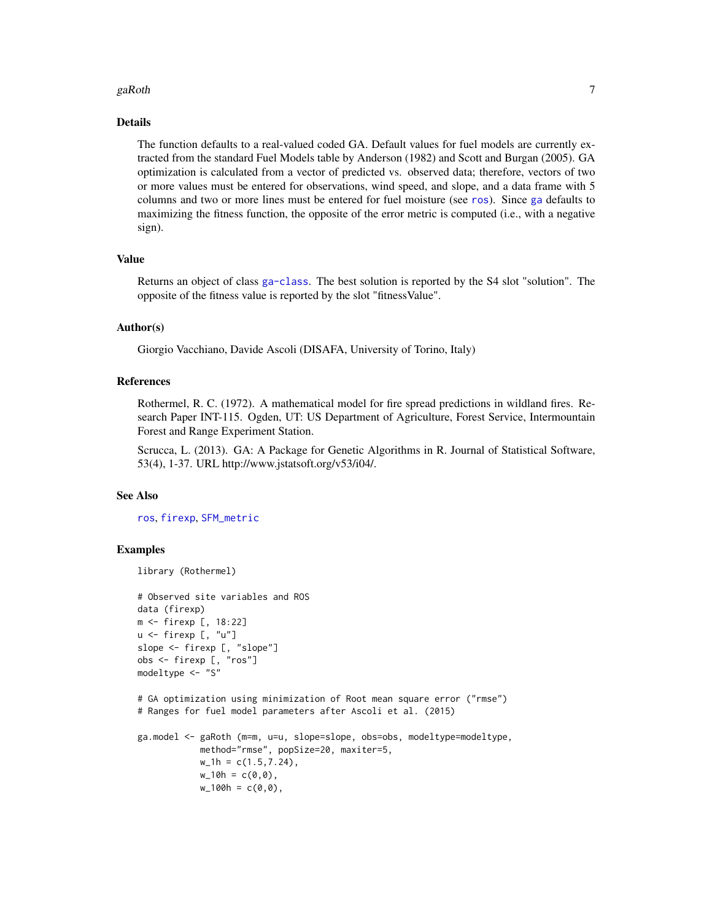## Details

The function defaults to a real-valued coded GA. Default values for fuel models are currently extracted from the standard Fuel Models table by Anderson (1982) and Scott and Burgan (2005). GA optimization is calculated from a vector of predicted vs. observed data; therefore, vectors of two or more values must be entered for observations, wind speed, and slope, and a data frame with 5 columns and two or more lines must be entered for fuel moisture (see ros). Since ga defaults to maximizing the fitness function, the opposite of the error metric is computed (i.e., with a negative sign).

## Value

Returns an object of class ga-class. The best solution is reported by the S4 slot "solution". The opposite of the fitness value is reported by the slot "fitnessValue".

## Author(s)

Giorgio Vacchiano, Davide Ascoli (DISAFA, University of Torino, Italy)

## References

Rothermel, R. C. (1972). A mathematical model for fire spread predictions in wildland fires. Research Paper INT-115. Ogden, UT: US Department of Agriculture, Forest Service, Intermountain Forest and Range Experiment Station.

Scrucca, L. (2013). GA: A Package for Genetic Algorithms in R. Journal of Statistical Software, 53(4), 1-37. URL http://www.jstatsoft.org/v53/i04/.

## See Also

ros, firexp, SFM_metric

## Examples

```
library (Rothermel)

# Observed site variables and ROS
data (firexp)
m <- firexp [, 18:22]
u <- firexp [, "u"]
slope <- firexp [, "slope"]
obs <- firexp [, "ros"]
modeltype <- "S"

# GA optimization using minimization of Root mean square error ("rmse")
# Ranges for fuel model parameters after Ascoli et al. (2015)

ga.model <- gaRoth (m=m, u=u, slope=slope, obs=obs, modeltype=modeltype,
            method="rmse", popSize=20, maxiter=5,
            w_1h = c(1.5,7.24),
            w_10h = c(0,0),
            w_100h = c(0,0),
```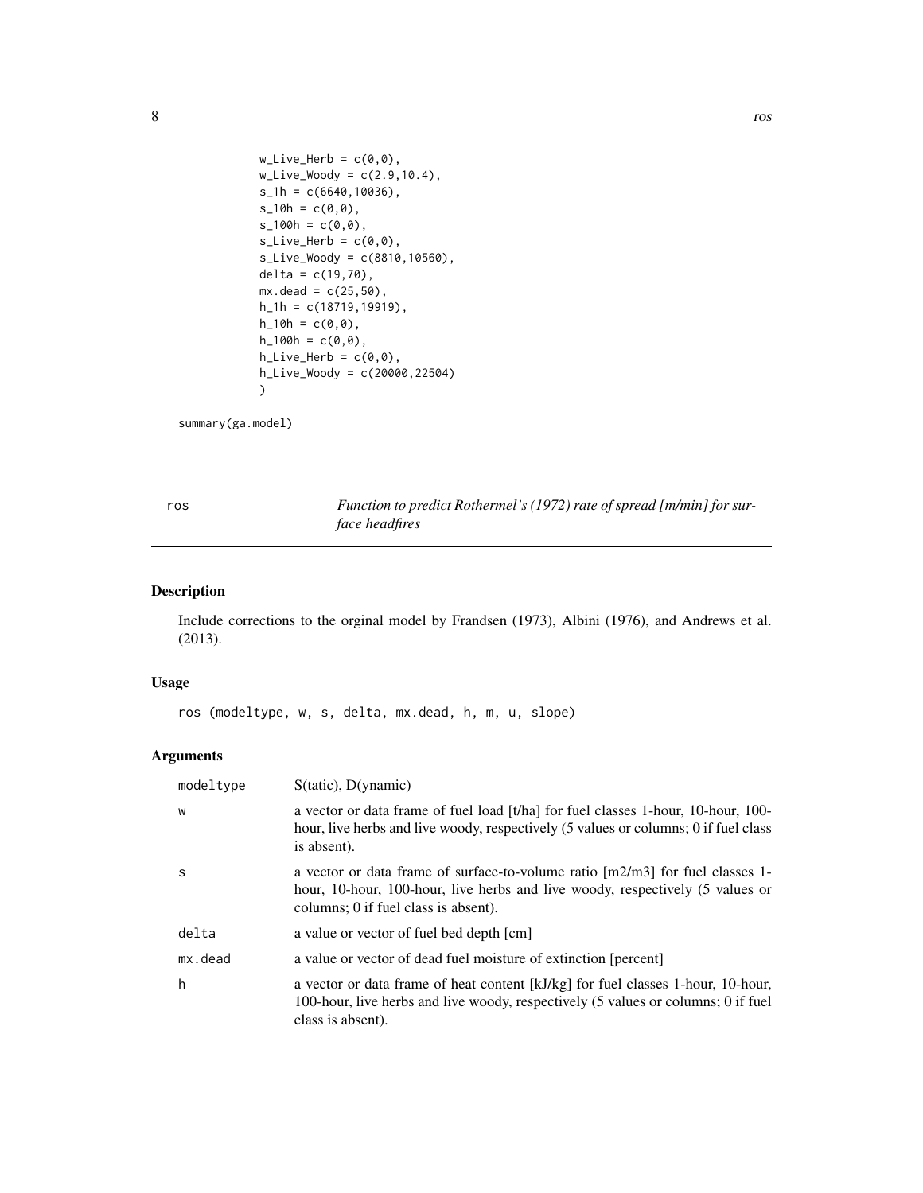```
            w_Live_Herb = c(0,0),
            w_Live_Woody = c(2.9,10.4),
            s_1h = c(6640,10036),
            s_10h = c(0,0),
            s_100h = c(0,0),
            s_Live_Herb = c(0,0),
            s_Live_Woody = c(8810,10560),
            delta = c(19,70),
            mx.dead = c(25,50),
            h_1h = c(18719,19919),
            h_10h = c(0,0),
            h_100h = c(0,0),
            h_Live_Herb = c(0,0),
            h_Live_Woody = c(20000,22504)
            )

summary(ga.model)
```

---

## ros — *Function to predict Rothermel's (1972) rate of spread [m/min] for surface headfires*

---

### Description

Include corrections to the orginal model by Frandsen (1973), Albini (1976), and Andrews et al. (2013).

### Usage

```
ros (modeltype, w, s, delta, mx.dead, h, m, u, slope)
```

### Arguments

| | |
|---|---|
| modeltype | S(tatic), D(ynamic) |
| w | a vector or data frame of fuel load [t/ha] for fuel classes 1-hour, 10-hour, 100-hour, live herbs and live woody, respectively (5 values or columns; 0 if fuel class is absent). |
| s | a vector or data frame of surface-to-volume ratio [m2/m3] for fuel classes 1-hour, 10-hour, 100-hour, live herbs and live woody, respectively (5 values or columns; 0 if fuel class is absent). |
| delta | a value or vector of fuel bed depth [cm] |
| mx.dead | a value or vector of dead fuel moisture of extinction [percent] |
| h | a vector or data frame of heat content [kJ/kg] for fuel classes 1-hour, 10-hour, 100-hour, live herbs and live woody, respectively (5 values or columns; 0 if fuel class is absent). |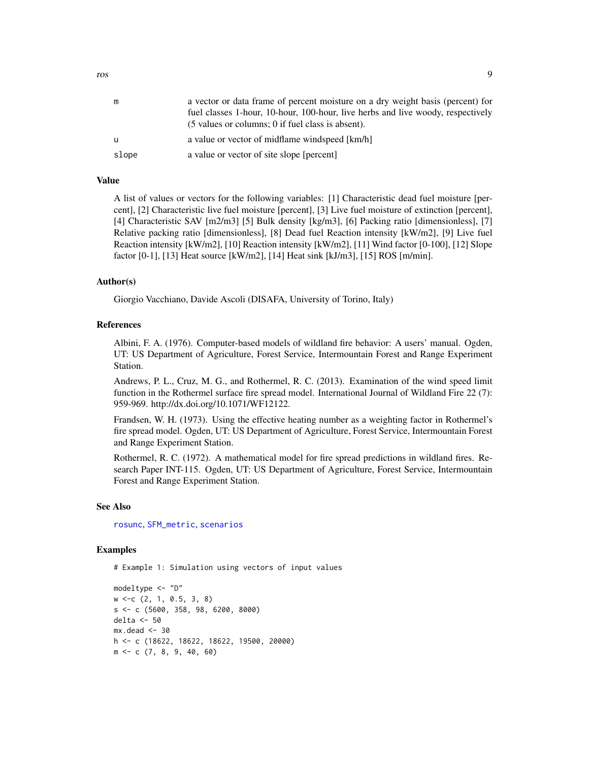| | |
|---|---|
| m | a vector or data frame of percent moisture on a dry weight basis (percent) for fuel classes 1-hour, 10-hour, 100-hour, live herbs and live woody, respectively (5 values or columns; 0 if fuel class is absent). |
| u | a value or vector of midflame windspeed [km/h] |
| slope | a value or vector of site slope [percent] |

## Value

A list of values or vectors for the following variables: [1] Characteristic dead fuel moisture [percent], [2] Characteristic live fuel moisture [percent], [3] Live fuel moisture of extinction [percent], [4] Characteristic SAV [m2/m3] [5] Bulk density [kg/m3], [6] Packing ratio [dimensionless], [7] Relative packing ratio [dimensionless], [8] Dead fuel Reaction intensity [kW/m2], [9] Live fuel Reaction intensity [kW/m2], [10] Reaction intensity [kW/m2], [11] Wind factor [0-100], [12] Slope factor [0-1], [13] Heat source [kW/m2], [14] Heat sink [kJ/m3], [15] ROS [m/min].

## Author(s)

Giorgio Vacchiano, Davide Ascoli (DISAFA, University of Torino, Italy)

## References

Albini, F. A. (1976). Computer-based models of wildland fire behavior: A users' manual. Ogden, UT: US Department of Agriculture, Forest Service, Intermountain Forest and Range Experiment Station.

Andrews, P. L., Cruz, M. G., and Rothermel, R. C. (2013). Examination of the wind speed limit function in the Rothermel surface fire spread model. International Journal of Wildland Fire 22 (7): 959-969. http://dx.doi.org/10.1071/WF12122.

Frandsen, W. H. (1973). Using the effective heating number as a weighting factor in Rothermel's fire spread model. Ogden, UT: US Department of Agriculture, Forest Service, Intermountain Forest and Range Experiment Station.

Rothermel, R. C. (1972). A mathematical model for fire spread predictions in wildland fires. Research Paper INT-115. Ogden, UT: US Department of Agriculture, Forest Service, Intermountain Forest and Range Experiment Station.

## See Also

rosunc, SFM_metric, scenarios

## Examples

```
# Example 1: Simulation using vectors of input values

modeltype <- "D"
w <-c (2, 1, 0.5, 3, 8)
s <- c (5600, 358, 98, 6200, 8000)
delta <- 50
mx.dead <- 30
h <- c (18622, 18622, 18622, 19500, 20000)
m <- c (7, 8, 9, 40, 60)
```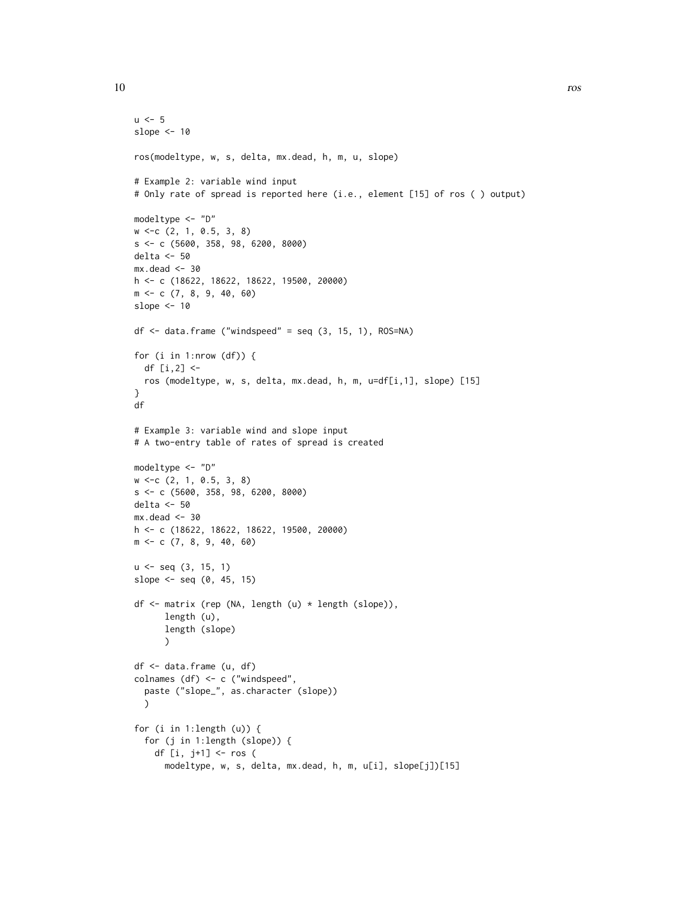```
u <- 5
slope <- 10

ros(modeltype, w, s, delta, mx.dead, h, m, u, slope)

# Example 2: variable wind input
# Only rate of spread is reported here (i.e., element [15] of ros ( ) output)

modeltype <- "D"
w <-c (2, 1, 0.5, 3, 8)
s <- c (5600, 358, 98, 6200, 8000)
delta <- 50
mx.dead <- 30
h <- c (18622, 18622, 18622, 19500, 20000)
m <- c (7, 8, 9, 40, 60)
slope <- 10

df <- data.frame ("windspeed" = seq (3, 15, 1), ROS=NA)

for (i in 1:nrow (df)) {
  df [i,2] <-
  ros (modeltype, w, s, delta, mx.dead, h, m, u=df[i,1], slope) [15]
}
df

# Example 3: variable wind and slope input
# A two-entry table of rates of spread is created

modeltype <- "D"
w <-c (2, 1, 0.5, 3, 8)
s <- c (5600, 358, 98, 6200, 8000)
delta <- 50
mx.dead <- 30
h <- c (18622, 18622, 18622, 19500, 20000)
m <- c (7, 8, 9, 40, 60)

u <- seq (3, 15, 1)
slope <- seq (0, 45, 15)

df <- matrix (rep (NA, length (u) * length (slope)),
      length (u),
      length (slope)
      )

df <- data.frame (u, df)
colnames (df) <- c ("windspeed",
  paste ("slope_", as.character (slope))
  )

for (i in 1:length (u)) {
  for (j in 1:length (slope)) {
    df [i, j+1] <- ros (
      modeltype, w, s, delta, mx.dead, h, m, u[i], slope[j])[15]
```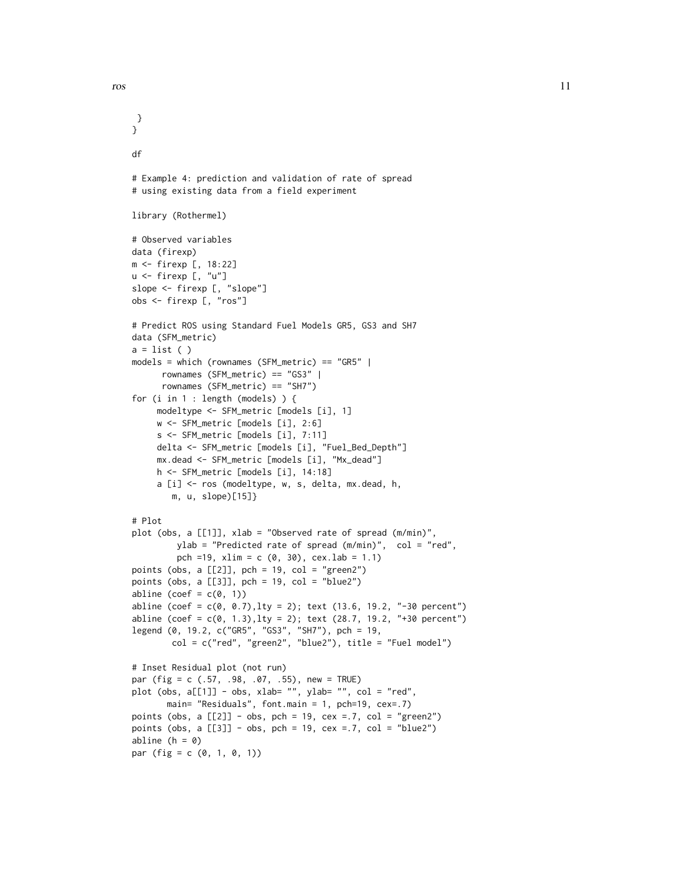```
 }
}

df

# Example 4: prediction and validation of rate of spread
# using existing data from a field experiment

library (Rothermel)

# Observed variables
data (firexp)
m <- firexp [, 18:22]
u <- firexp [, "u"]
slope <- firexp [, "slope"]
obs <- firexp [, "ros"]

# Predict ROS using Standard Fuel Models GR5, GS3 and SH7
data (SFM_metric)
a = list ( )
models = which (rownames (SFM_metric) == "GR5" |
      rownames (SFM_metric) == "GS3" |
      rownames (SFM_metric) == "SH7")
for (i in 1 : length (models) ) {
     modeltype <- SFM_metric [models [i], 1]
     w <- SFM_metric [models [i], 2:6]
     s <- SFM_metric [models [i], 7:11]
     delta <- SFM_metric [models [i], "Fuel_Bed_Depth"]
     mx.dead <- SFM_metric [models [i], "Mx_dead"]
     h <- SFM_metric [models [i], 14:18]
     a [i] <- ros (modeltype, w, s, delta, mx.dead, h,
        m, u, slope)[15]}

# Plot
plot (obs, a [[1]], xlab = "Observed rate of spread (m/min)",
         ylab = "Predicted rate of spread (m/min)",  col = "red",
         pch =19, xlim = c (0, 30), cex.lab = 1.1)
points (obs, a [[2]], pch = 19, col = "green2")
points (obs, a [[3]], pch = 19, col = "blue2")
abline (coef = c(0, 1))
abline (coef = c(0, 0.7),lty = 2); text (13.6, 19.2, "-30 percent")
abline (coef = c(0, 1.3),lty = 2); text (28.7, 19.2, "+30 percent")
legend (0, 19.2, c("GR5", "GS3", "SH7"), pch = 19,
        col = c("red", "green2", "blue2"), title = "Fuel model")

# Inset Residual plot (not run)
par (fig = c (.57, .98, .07, .55), new = TRUE)
plot (obs, a[[1]] - obs, xlab= "", ylab= "", col = "red",
       main= "Residuals", font.main = 1, pch=19, cex=.7)
points (obs, a [[2]] - obs, pch = 19, cex =.7, col = "green2")
points (obs, a [[3]] - obs, pch = 19, cex =.7, col = "blue2")
abline (h = 0)
par (fig = c (0, 1, 0, 1))
```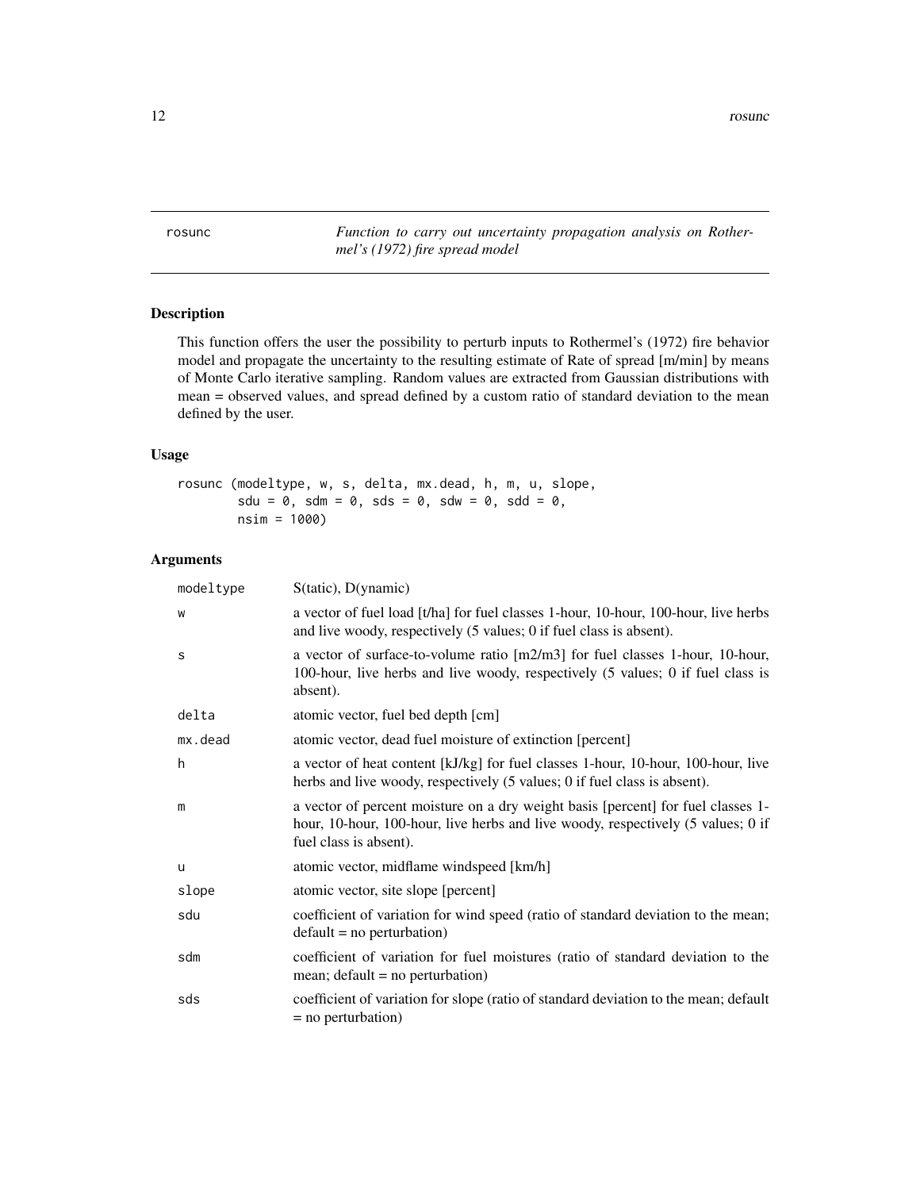# rosunc — *Function to carry out uncertainty propagation analysis on Rothermel's (1972) fire spread model*

## Description

This function offers the user the possibility to perturb inputs to Rothermel's (1972) fire behavior model and propagate the uncertainty to the resulting estimate of Rate of spread [m/min] by means of Monte Carlo iterative sampling. Random values are extracted from Gaussian distributions with mean = observed values, and spread defined by a custom ratio of standard deviation to the mean defined by the user.

## Usage

```
rosunc (modeltype, w, s, delta, mx.dead, h, m, u, slope,
        sdu = 0, sdm = 0, sds = 0, sdw = 0, sdd = 0,
        nsim = 1000)
```

## Arguments

| | |
|---|---|
| `modeltype` | S(tatic), D(ynamic) |
| `w` | a vector of fuel load [t/ha] for fuel classes 1-hour, 10-hour, 100-hour, live herbs and live woody, respectively (5 values; 0 if fuel class is absent). |
| `s` | a vector of surface-to-volume ratio [m2/m3] for fuel classes 1-hour, 10-hour, 100-hour, live herbs and live woody, respectively (5 values; 0 if fuel class is absent). |
| `delta` | atomic vector, fuel bed depth [cm] |
| `mx.dead` | atomic vector, dead fuel moisture of extinction [percent] |
| `h` | a vector of heat content [kJ/kg] for fuel classes 1-hour, 10-hour, 100-hour, live herbs and live woody, respectively (5 values; 0 if fuel class is absent). |
| `m` | a vector of percent moisture on a dry weight basis [percent] for fuel classes 1-hour, 10-hour, 100-hour, live herbs and live woody, respectively (5 values; 0 if fuel class is absent). |
| `u` | atomic vector, midflame windspeed [km/h] |
| `slope` | atomic vector, site slope [percent] |
| `sdu` | coefficient of variation for wind speed (ratio of standard deviation to the mean; default = no perturbation) |
| `sdm` | coefficient of variation for fuel moistures (ratio of standard deviation to the mean; default = no perturbation) |
| `sds` | coefficient of variation for slope (ratio of standard deviation to the mean; default = no perturbation) |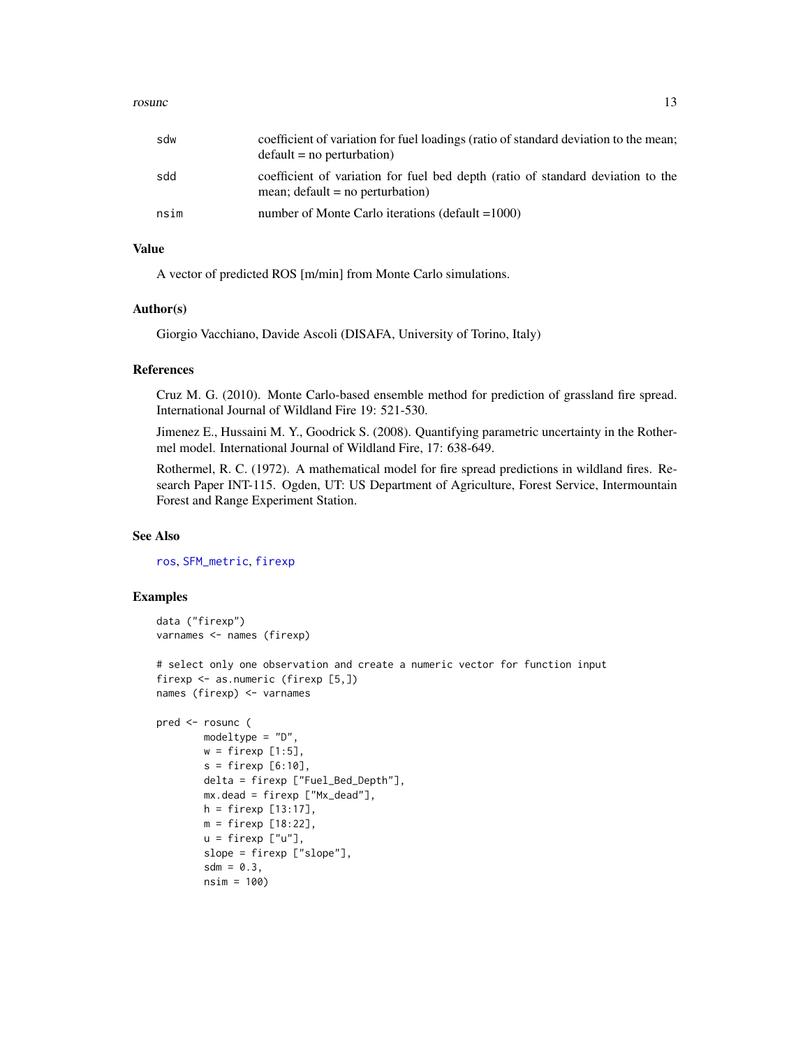| | |
|---|---|
| sdw | coefficient of variation for fuel loadings (ratio of standard deviation to the mean; default = no perturbation) |
| sdd | coefficient of variation for fuel bed depth (ratio of standard deviation to the mean; default = no perturbation) |
| nsim | number of Monte Carlo iterations (default =1000) |

## Value

A vector of predicted ROS [m/min] from Monte Carlo simulations.

## Author(s)

Giorgio Vacchiano, Davide Ascoli (DISAFA, University of Torino, Italy)

## References

Cruz M. G. (2010). Monte Carlo-based ensemble method for prediction of grassland fire spread. International Journal of Wildland Fire 19: 521-530.

Jimenez E., Hussaini M. Y., Goodrick S. (2008). Quantifying parametric uncertainty in the Rothermel model. International Journal of Wildland Fire, 17: 638-649.

Rothermel, R. C. (1972). A mathematical model for fire spread predictions in wildland fires. Research Paper INT-115. Ogden, UT: US Department of Agriculture, Forest Service, Intermountain Forest and Range Experiment Station.

## See Also

ros, SFM_metric, firexp

## Examples

```
data ("firexp")
varnames <- names (firexp)

# select only one observation and create a numeric vector for function input
firexp <- as.numeric (firexp [5,])
names (firexp) <- varnames

pred <- rosunc (
        modeltype = "D",
        w = firexp [1:5],
        s = firexp [6:10],
        delta = firexp ["Fuel_Bed_Depth"],
        mx.dead = firexp ["Mx_dead"],
        h = firexp [13:17],
        m = firexp [18:22],
        u = firexp ["u"],
        slope = firexp ["slope"],
        sdm = 0.3,
        nsim = 100)
```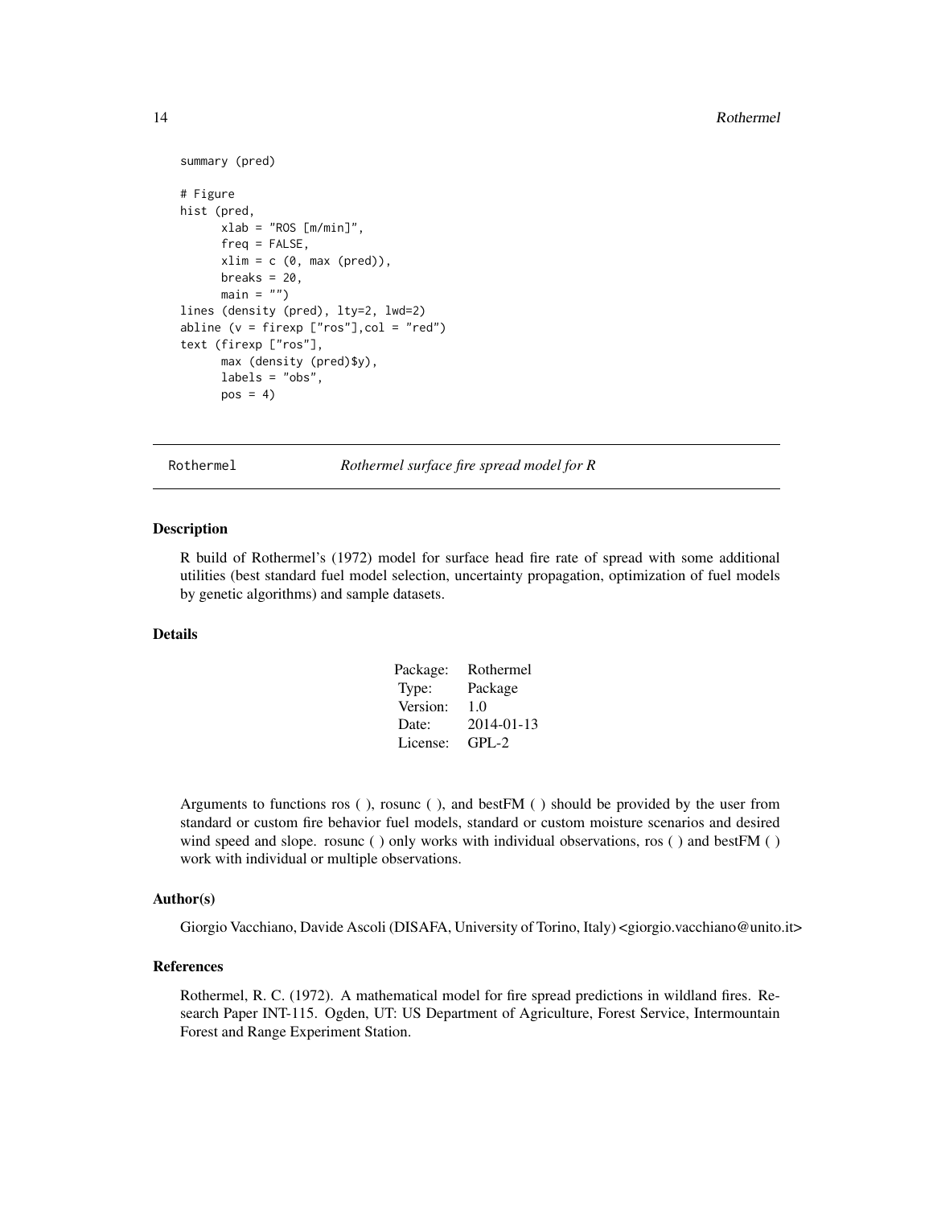```
summary (pred)

# Figure
hist (pred,
      xlab = "ROS [m/min]",
      freq = FALSE,
      xlim = c (0, max (pred)),
      breaks = 20,
      main = "")
lines (density (pred), lty=2, lwd=2)
abline (v = firexp ["ros"],col = "red")
text (firexp ["ros"],
      max (density (pred)$y),
      labels = "obs",
      pos = 4)
```

---

`Rothermel` *Rothermel surface fire spread model for R*

---

## Description

R build of Rothermel's (1972) model for surface head fire rate of spread with some additional utilities (best standard fuel model selection, uncertainty propagation, optimization of fuel models by genetic algorithms) and sample datasets.

## Details

| | |
|---|---|
| Package: | Rothermel |
| Type: | Package |
| Version: | 1.0 |
| Date: | 2014-01-13 |
| License: | GPL-2 |

Arguments to functions ros ( ), rosunc ( ), and bestFM ( ) should be provided by the user from standard or custom fire behavior fuel models, standard or custom moisture scenarios and desired wind speed and slope. rosunc ( ) only works with individual observations, ros ( ) and bestFM ( ) work with individual or multiple observations.

## Author(s)

Giorgio Vacchiano, Davide Ascoli (DISAFA, University of Torino, Italy) <giorgio.vacchiano@unito.it>

## References

Rothermel, R. C. (1972). A mathematical model for fire spread predictions in wildland fires. Research Paper INT-115. Ogden, UT: US Department of Agriculture, Forest Service, Intermountain Forest and Range Experiment Station.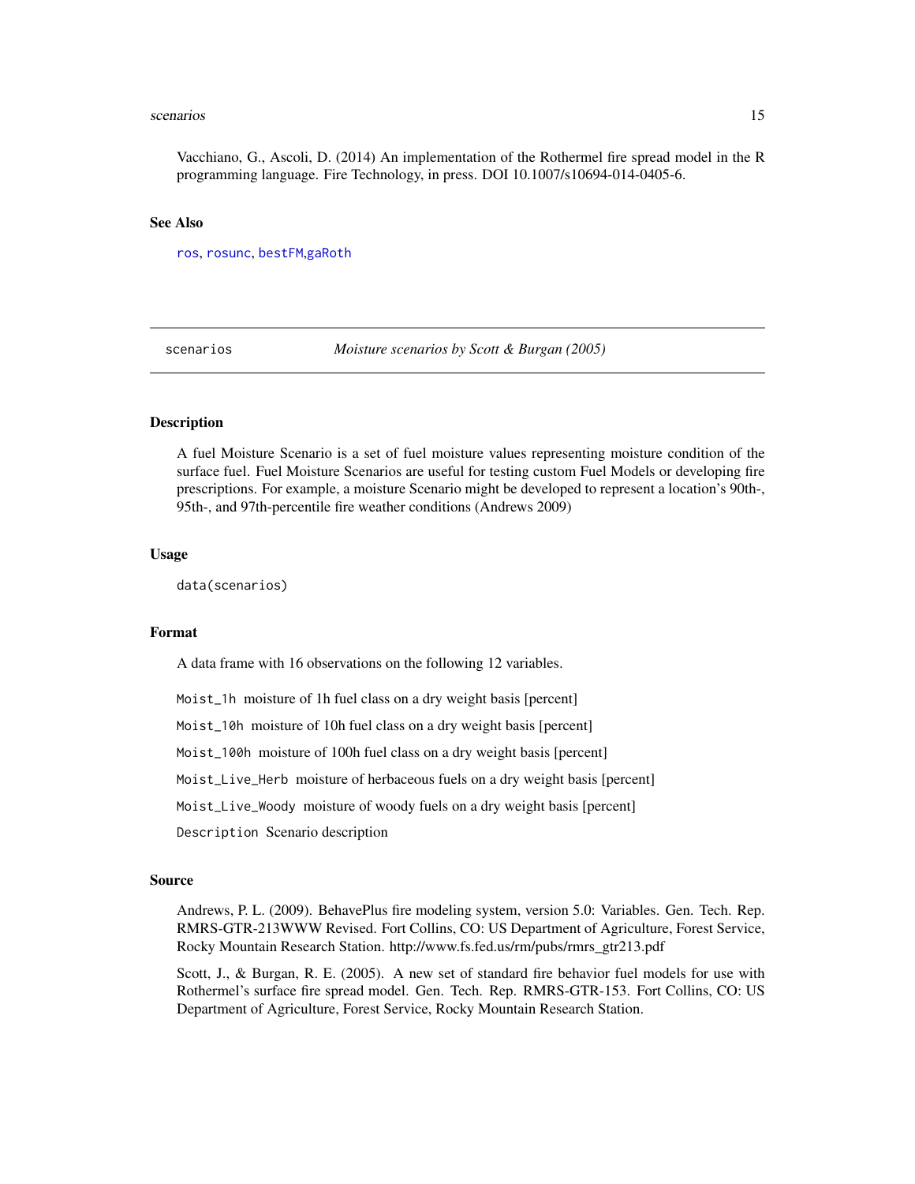Vacchiano, G., Ascoli, D. (2014) An implementation of the Rothermel fire spread model in the R programming language. Fire Technology, in press. DOI 10.1007/s10694-014-0405-6.

### See Also

ros, rosunc, bestFM,gaRoth

---

## scenarios — *Moisture scenarios by Scott & Burgan (2005)*

### Description

A fuel Moisture Scenario is a set of fuel moisture values representing moisture condition of the surface fuel. Fuel Moisture Scenarios are useful for testing custom Fuel Models or developing fire prescriptions. For example, a moisture Scenario might be developed to represent a location's 90th-, 95th-, and 97th-percentile fire weather conditions (Andrews 2009)

### Usage

```
data(scenarios)
```

### Format

A data frame with 16 observations on the following 12 variables.

`Moist_1h` moisture of 1h fuel class on a dry weight basis [percent]

`Moist_10h` moisture of 10h fuel class on a dry weight basis [percent]

`Moist_100h` moisture of 100h fuel class on a dry weight basis [percent]

`Moist_Live_Herb` moisture of herbaceous fuels on a dry weight basis [percent]

`Moist_Live_Woody` moisture of woody fuels on a dry weight basis [percent]

`Description` Scenario description

### Source

Andrews, P. L. (2009). BehavePlus fire modeling system, version 5.0: Variables. Gen. Tech. Rep. RMRS-GTR-213WWW Revised. Fort Collins, CO: US Department of Agriculture, Forest Service, Rocky Mountain Research Station. http://www.fs.fed.us/rm/pubs/rmrs_gtr213.pdf

Scott, J., & Burgan, R. E. (2005). A new set of standard fire behavior fuel models for use with Rothermel's surface fire spread model. Gen. Tech. Rep. RMRS-GTR-153. Fort Collins, CO: US Department of Agriculture, Forest Service, Rocky Mountain Research Station.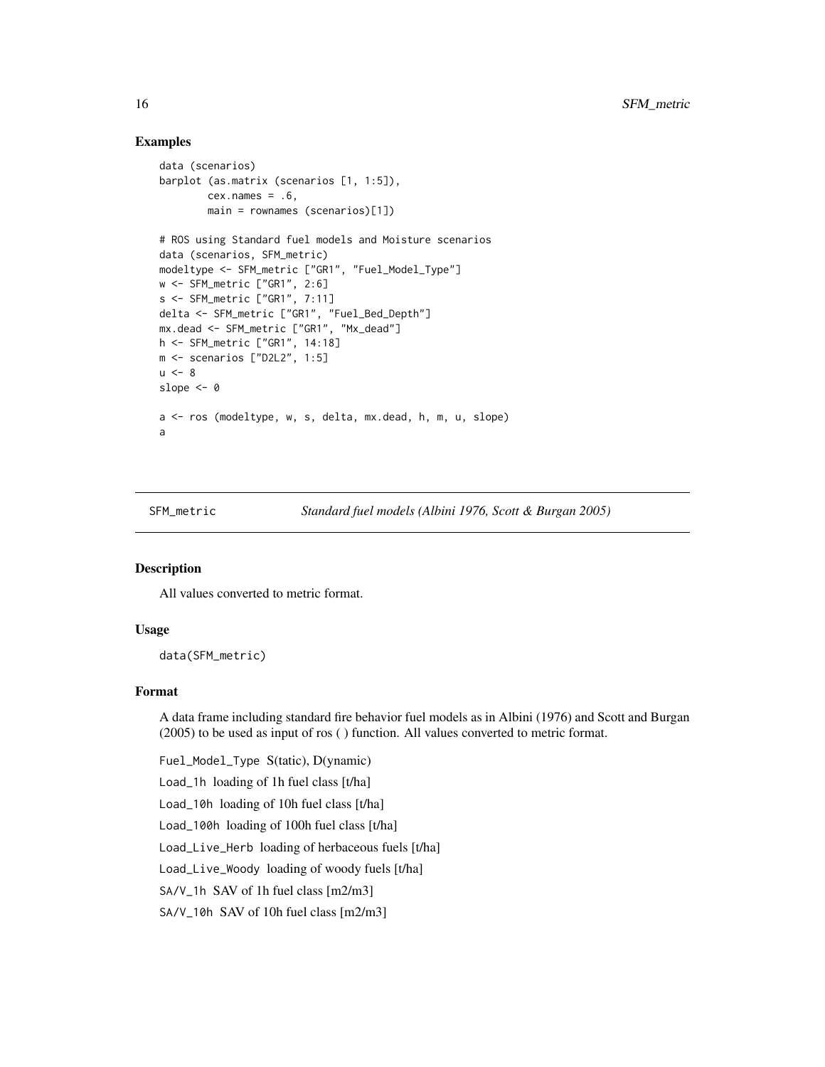## Examples

```
data (scenarios)
barplot (as.matrix (scenarios [1, 1:5]),
        cex.names = .6,
        main = rownames (scenarios)[1])

# ROS using Standard fuel models and Moisture scenarios
data (scenarios, SFM_metric)
modeltype <- SFM_metric ["GR1", "Fuel_Model_Type"]
w <- SFM_metric ["GR1", 2:6]
s <- SFM_metric ["GR1", 7:11]
delta <- SFM_metric ["GR1", "Fuel_Bed_Depth"]
mx.dead <- SFM_metric ["GR1", "Mx_dead"]
h <- SFM_metric ["GR1", 14:18]
m <- scenarios ["D2L2", 1:5]
u <- 8
slope <- 0

a <- ros (modeltype, w, s, delta, mx.dead, h, m, u, slope)
a
```

# SFM_metric — *Standard fuel models (Albini 1976, Scott & Burgan 2005)*

## Description

All values converted to metric format.

## Usage

```
data(SFM_metric)
```

## Format

A data frame including standard fire behavior fuel models as in Albini (1976) and Scott and Burgan (2005) to be used as input of ros ( ) function. All values converted to metric format.

Fuel_Model_Type S(tatic), D(ynamic)

Load_1h loading of 1h fuel class [t/ha]

Load_10h loading of 10h fuel class [t/ha]

Load_100h loading of 100h fuel class [t/ha]

Load_Live_Herb loading of herbaceous fuels [t/ha]

Load_Live_Woody loading of woody fuels [t/ha]

SA/V_1h SAV of 1h fuel class [m2/m3]

SA/V_10h SAV of 10h fuel class [m2/m3]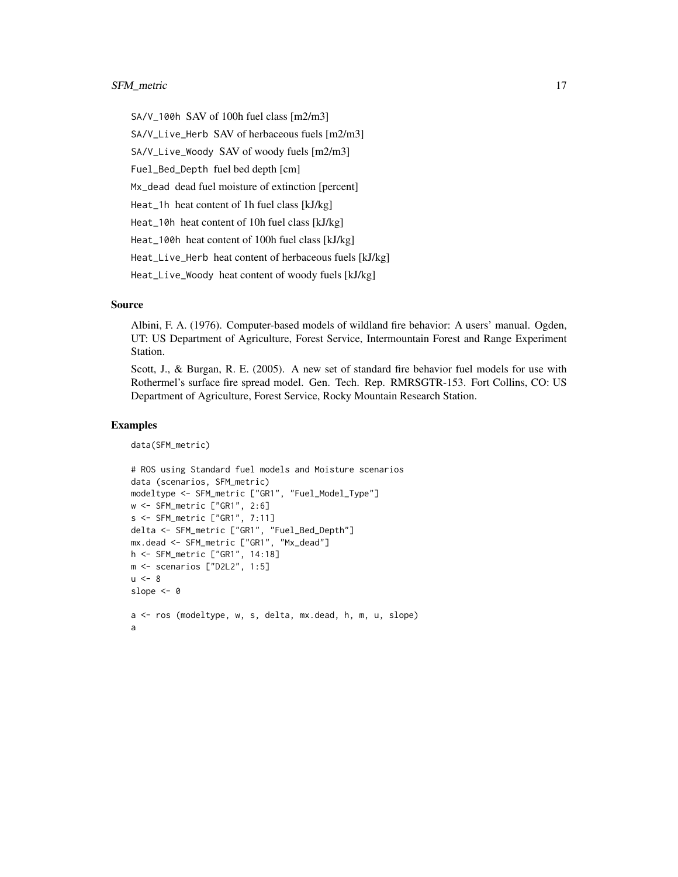SA/V_100h SAV of 100h fuel class [m2/m3]

SA/V_Live_Herb SAV of herbaceous fuels [m2/m3]

SA/V_Live_Woody SAV of woody fuels [m2/m3]

Fuel_Bed_Depth fuel bed depth [cm]

Mx_dead dead fuel moisture of extinction [percent]

Heat_1h heat content of 1h fuel class [kJ/kg]

Heat_10h heat content of 10h fuel class [kJ/kg]

Heat_100h heat content of 100h fuel class [kJ/kg]

Heat_Live_Herb heat content of herbaceous fuels [kJ/kg]

Heat_Live_Woody heat content of woody fuels [kJ/kg]

## Source

Albini, F. A. (1976). Computer-based models of wildland fire behavior: A users' manual. Ogden, UT: US Department of Agriculture, Forest Service, Intermountain Forest and Range Experiment Station.

Scott, J., & Burgan, R. E. (2005). A new set of standard fire behavior fuel models for use with Rothermel's surface fire spread model. Gen. Tech. Rep. RMRSGTR-153. Fort Collins, CO: US Department of Agriculture, Forest Service, Rocky Mountain Research Station.

## Examples

```
data(SFM_metric)

# ROS using Standard fuel models and Moisture scenarios
data (scenarios, SFM_metric)
modeltype <- SFM_metric ["GR1", "Fuel_Model_Type"]
w <- SFM_metric ["GR1", 2:6]
s <- SFM_metric ["GR1", 7:11]
delta <- SFM_metric ["GR1", "Fuel_Bed_Depth"]
mx.dead <- SFM_metric ["GR1", "Mx_dead"]
h <- SFM_metric ["GR1", 14:18]
m <- scenarios ["D2L2", 1:5]
u <- 8
slope <- 0

a <- ros (modeltype, w, s, delta, mx.dead, h, m, u, slope)
a
```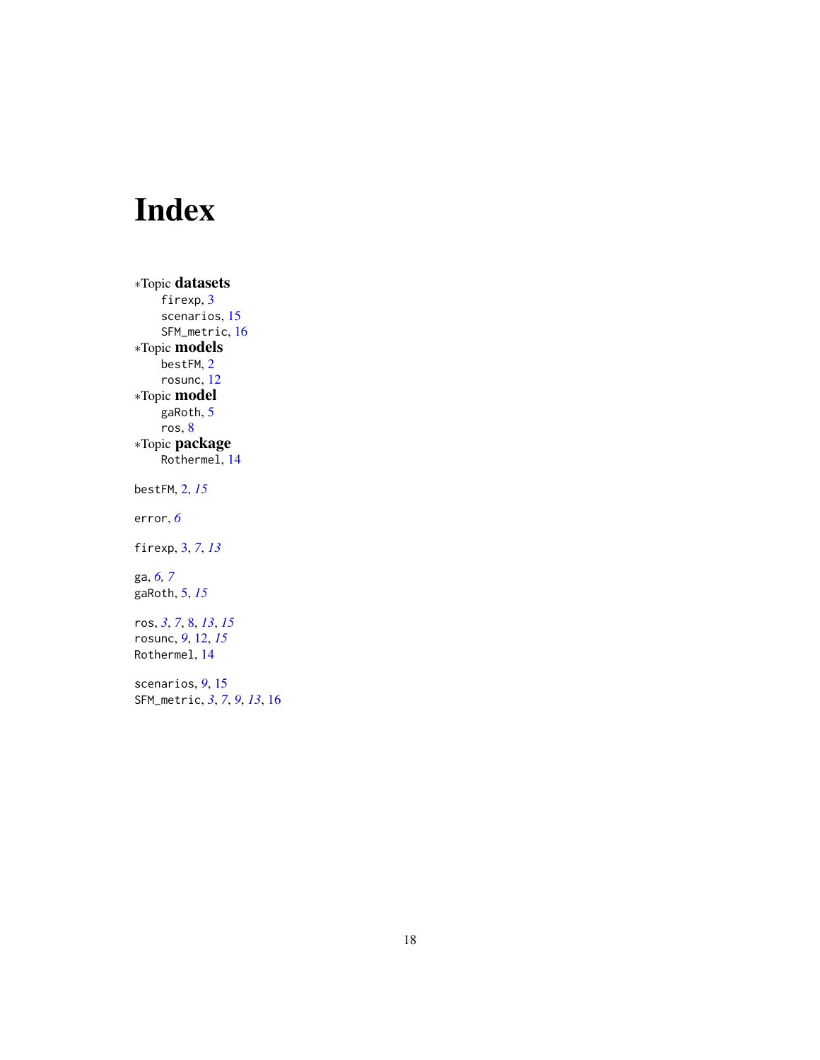# Index

*Topic **datasets**
    firexp, 3
    scenarios, 15
    SFM_metric, 16
*Topic **models**
    bestFM, 2
    rosunc, 12
*Topic **model**
    gaRoth, 5
    ros, 8
*Topic **package**
    Rothermel, 14

bestFM, 2, *15*

error, *6*

firexp, 3, *7*, *13*

ga, *6, 7*
gaRoth, 5, *15*

ros, *3*, *7*, 8, *13*, *15*
rosunc, *9*, 12, *15*
Rothermel, 14

scenarios, *9*, 15
SFM_metric, *3*, *7*, *9*, *13*, 16